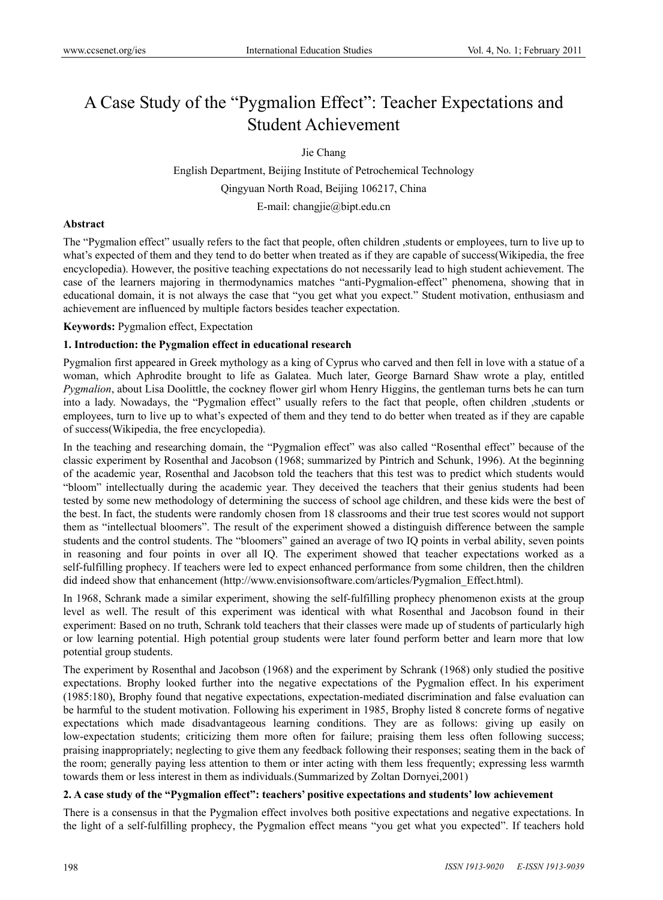# A Case Study of the "Pygmalion Effect": Teacher Expectations and Student Achievement

Jie Chang

English Department, Beijing Institute of Petrochemical Technology

Qingyuan North Road, Beijing 106217, China

E-mail: changjie@bipt.edu.cn

**Abstract**

The "Pygmalion effect" usually refers to the fact that people, often children ,students or employees, turn to live up to what's expected of them and they tend to do better when treated as if they are capable of success(Wikipedia, the free encyclopedia). However, the positive teaching expectations do not necessarily lead to high student achievement. The case of the learners majoring in thermodynamics matches "anti-Pygmalion-effect" phenomena, showing that in educational domain, it is not always the case that "you get what you expect." Student motivation, enthusiasm and achievement are influenced by multiple factors besides teacher expectation.

**Keywords:** Pygmalion effect, Expectation

## 1. Introduction: the Pygmalion effect in educational research

Pygmalion first appeared in Greek mythology as a king of Cyprus who carved and then fell in love with a statue of a woman, which Aphrodite brought to life as Galatea. Much later, George Barnard Shaw wrote a play, entitled *Pygmalion*, about Lisa Doolittle, the cockney flower girl whom Henry Higgins, the gentleman turns bets he can turn into a lady. Nowadays, the "Pygmalion effect" usually refers to the fact that people, often children ,students or employees, turn to live up to what's expected of them and they tend to do better when treated as if they are capable of success(Wikipedia, the free encyclopedia).

In the teaching and researching domain, the "Pygmalion effect" was also called "Rosenthal effect" because of the classic experiment by Rosenthal and Jacobson (1968; summarized by Pintrich and Schunk, 1996). At the beginning of the academic year, Rosenthal and Jacobson told the teachers that this test was to predict which students would "bloom" intellectually during the academic year. They deceived the teachers that their genius students had been tested by some new methodology of determining the success of school age children, and these kids were the best of the best. In fact, the students were randomly chosen from 18 classrooms and their true test scores would not support them as "intellectual bloomers". The result of the experiment showed a distinguish difference between the sample students and the control students. The "bloomers" gained an average of two IQ points in verbal ability, seven points in reasoning and four points in over all IQ. The experiment showed that teacher expectations worked as a self-fulfilling prophecy. If teachers were led to expect enhanced performance from some children, then the children did indeed show that enhancement (http://www.envisionsoftware.com/articles/Pygmalion_Effect.html).

In 1968, Schrank made a similar experiment, showing the self-fulfilling prophecy phenomenon exists at the group level as well. The result of this experiment was identical with what Rosenthal and Jacobson found in their experiment: Based on no truth, Schrank told teachers that their classes were made up of students of particularly high or low learning potential. High potential group students were later found perform better and learn more that low potential group students.

The experiment by Rosenthal and Jacobson (1968) and the experiment by Schrank (1968) only studied the positive expectations. Brophy looked further into the negative expectations of the Pygmalion effect. In his experiment (1985:180), Brophy found that negative expectations, expectation-mediated discrimination and false evaluation can be harmful to the student motivation. Following his experiment in 1985, Brophy listed 8 concrete forms of negative expectations which made disadvantageous learning conditions. They are as follows: giving up easily on low-expectation students; criticizing them more often for failure; praising them less often following success; praising inappropriately; neglecting to give them any feedback following their responses; seating them in the back of the room; generally paying less attention to them or inter acting with them less frequently; expressing less warmth towards them or less interest in them as individuals.(Summarized by Zoltan Dornyei,2001)

## 2. A case study of the "Pygmalion effect": teachers' positive expectations and students' low achievement

There is a consensus in that the Pygmalion effect involves both positive expectations and negative expectations. In the light of a self-fulfilling prophecy, the Pygmalion effect means "you get what you expected". If teachers hold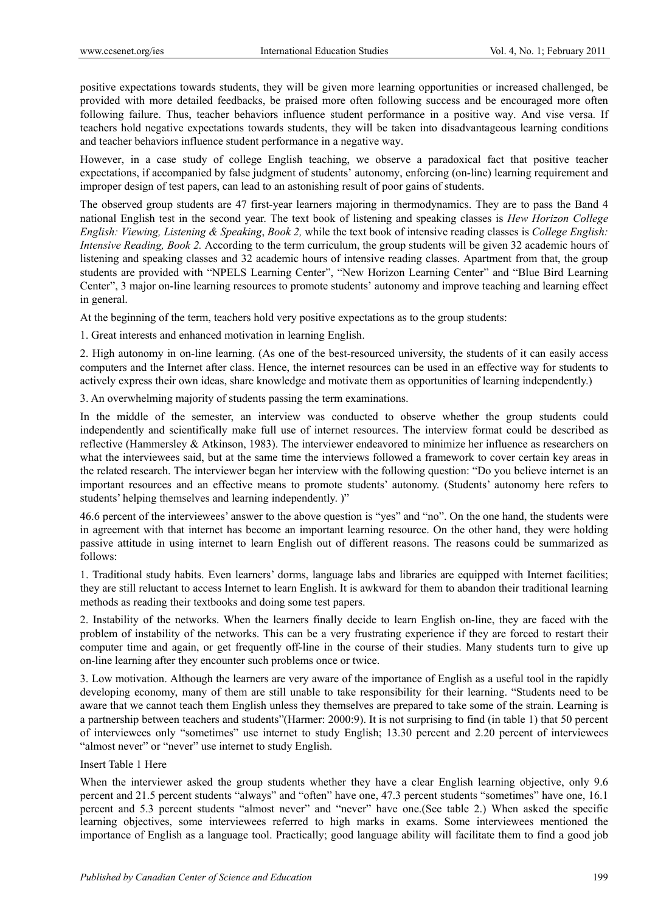positive expectations towards students, they will be given more learning opportunities or increased challenged, be provided with more detailed feedbacks, be praised more often following success and be encouraged more often following failure. Thus, teacher behaviors influence student performance in a positive way. And vise versa. If teachers hold negative expectations towards students, they will be taken into disadvantageous learning conditions and teacher behaviors influence student performance in a negative way.

However, in a case study of college English teaching, we observe a paradoxical fact that positive teacher expectations, if accompanied by false judgment of students' autonomy, enforcing (on-line) learning requirement and improper design of test papers, can lead to an astonishing result of poor gains of students.

The observed group students are 47 first-year learners majoring in thermodynamics. They are to pass the Band 4 national English test in the second year. The text book of listening and speaking classes is *Hew Horizon College English: Viewing, Listening & Speaking*, *Book 2,* while the text book of intensive reading classes is *College English: Intensive Reading, Book 2.* According to the term curriculum, the group students will be given 32 academic hours of listening and speaking classes and 32 academic hours of intensive reading classes. Apartment from that, the group students are provided with "NPELS Learning Center", "New Horizon Learning Center" and "Blue Bird Learning Center", 3 major on-line learning resources to promote students' autonomy and improve teaching and learning effect in general.

At the beginning of the term, teachers hold very positive expectations as to the group students:

1. Great interests and enhanced motivation in learning English.

2. High autonomy in on-line learning. (As one of the best-resourced university, the students of it can easily access computers and the Internet after class. Hence, the internet resources can be used in an effective way for students to actively express their own ideas, share knowledge and motivate them as opportunities of learning independently.)

3. An overwhelming majority of students passing the term examinations.

In the middle of the semester, an interview was conducted to observe whether the group students could independently and scientifically make full use of internet resources. The interview format could be described as reflective (Hammersley & Atkinson, 1983). The interviewer endeavored to minimize her influence as researchers on what the interviewees said, but at the same time the interviews followed a framework to cover certain key areas in the related research. The interviewer began her interview with the following question: "Do you believe internet is an important resources and an effective means to promote students' autonomy. (Students' autonomy here refers to students' helping themselves and learning independently. )"

46.6 percent of the interviewees' answer to the above question is "yes" and "no". On the one hand, the students were in agreement with that internet has become an important learning resource. On the other hand, they were holding passive attitude in using internet to learn English out of different reasons. The reasons could be summarized as follows:

1. Traditional study habits. Even learners' dorms, language labs and libraries are equipped with Internet facilities; they are still reluctant to access Internet to learn English. It is awkward for them to abandon their traditional learning methods as reading their textbooks and doing some test papers.

2. Instability of the networks. When the learners finally decide to learn English on-line, they are faced with the problem of instability of the networks. This can be a very frustrating experience if they are forced to restart their computer time and again, or get frequently off-line in the course of their studies. Many students turn to give up on-line learning after they encounter such problems once or twice.

3. Low motivation. Although the learners are very aware of the importance of English as a useful tool in the rapidly developing economy, many of them are still unable to take responsibility for their learning. "Students need to be aware that we cannot teach them English unless they themselves are prepared to take some of the strain. Learning is a partnership between teachers and students"(Harmer: 2000:9). It is not surprising to find (in table 1) that 50 percent of interviewees only "sometimes" use internet to study English; 13.30 percent and 2.20 percent of interviewees "almost never" or "never" use internet to study English.

Insert Table 1 Here

When the interviewer asked the group students whether they have a clear English learning objective, only 9.6 percent and 21.5 percent students "always" and "often" have one, 47.3 percent students "sometimes" have one, 16.1 percent and 5.3 percent students "almost never" and "never" have one.(See table 2.) When asked the specific learning objectives, some interviewees referred to high marks in exams. Some interviewees mentioned the importance of English as a language tool. Practically; good language ability will facilitate them to find a good job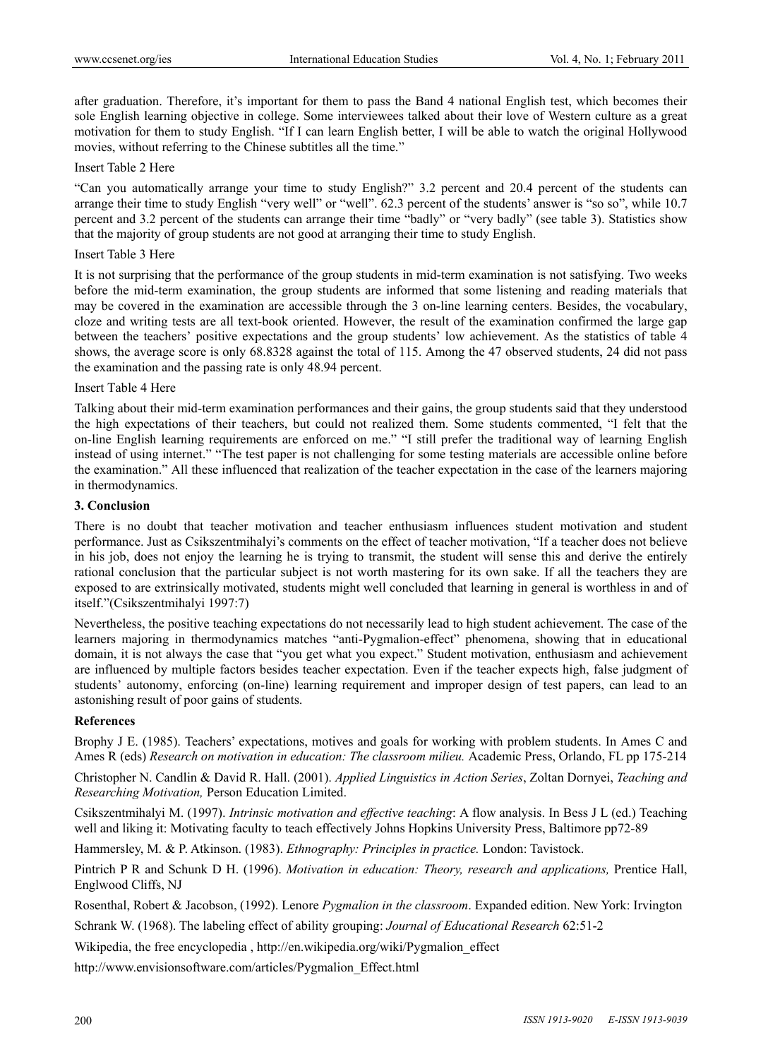after graduation. Therefore, it's important for them to pass the Band 4 national English test, which becomes their sole English learning objective in college. Some interviewees talked about their love of Western culture as a great motivation for them to study English. "If I can learn English better, I will be able to watch the original Hollywood movies, without referring to the Chinese subtitles all the time."

Insert Table 2 Here

"Can you automatically arrange your time to study English?" 3.2 percent and 20.4 percent of the students can arrange their time to study English "very well" or "well". 62.3 percent of the students' answer is "so so", while 10.7 percent and 3.2 percent of the students can arrange their time "badly" or "very badly" (see table 3). Statistics show that the majority of group students are not good at arranging their time to study English.

Insert Table 3 Here

It is not surprising that the performance of the group students in mid-term examination is not satisfying. Two weeks before the mid-term examination, the group students are informed that some listening and reading materials that may be covered in the examination are accessible through the 3 on-line learning centers. Besides, the vocabulary, cloze and writing tests are all text-book oriented. However, the result of the examination confirmed the large gap between the teachers' positive expectations and the group students' low achievement. As the statistics of table 4 shows, the average score is only 68.8328 against the total of 115. Among the 47 observed students, 24 did not pass the examination and the passing rate is only 48.94 percent.

Insert Table 4 Here

Talking about their mid-term examination performances and their gains, the group students said that they understood the high expectations of their teachers, but could not realized them. Some students commented, "I felt that the on-line English learning requirements are enforced on me." "I still prefer the traditional way of learning English instead of using internet." "The test paper is not challenging for some testing materials are accessible online before the examination." All these influenced that realization of the teacher expectation in the case of the learners majoring in thermodynamics.

## 3. Conclusion

There is no doubt that teacher motivation and teacher enthusiasm influences student motivation and student performance. Just as Csikszentmihalyi's comments on the effect of teacher motivation, "If a teacher does not believe in his job, does not enjoy the learning he is trying to transmit, the student will sense this and derive the entirely rational conclusion that the particular subject is not worth mastering for its own sake. If all the teachers they are exposed to are extrinsically motivated, students might well concluded that learning in general is worthless in and of itself."(Csikszentmihalyi 1997:7)

Nevertheless, the positive teaching expectations do not necessarily lead to high student achievement. The case of the learners majoring in thermodynamics matches "anti-Pygmalion-effect" phenomena, showing that in educational domain, it is not always the case that "you get what you expect." Student motivation, enthusiasm and achievement are influenced by multiple factors besides teacher expectation. Even if the teacher expects high, false judgment of students' autonomy, enforcing (on-line) learning requirement and improper design of test papers, can lead to an astonishing result of poor gains of students.

## References

Brophy J E. (1985). Teachers' expectations, motives and goals for working with problem students. In Ames C and Ames R (eds) *Research on motivation in education: The classroom milieu.* Academic Press, Orlando, FL pp 175-214

Christopher N. Candlin & David R. Hall. (2001). *Applied Linguistics in Action Series*, Zoltan Dornyei, *Teaching and Researching Motivation,* Person Education Limited.

Csikszentmihalyi M. (1997). *Intrinsic motivation and effective teaching*: A flow analysis. In Bess J L (ed.) Teaching well and liking it: Motivating faculty to teach effectively Johns Hopkins University Press, Baltimore pp72-89

Hammersley, M. & P. Atkinson. (1983). *Ethnography: Principles in practice.* London: Tavistock.

Pintrich P R and Schunk D H. (1996). *Motivation in education: Theory, research and applications,* Prentice Hall, Englwood Cliffs, NJ

Rosenthal, Robert & Jacobson, (1992). Lenore *Pygmalion in the classroom*. Expanded edition. New York: Irvington

Schrank W. (1968). The labeling effect of ability grouping: *Journal of Educational Research* 62:51-2

Wikipedia, the free encyclopedia , http://en.wikipedia.org/wiki/Pygmalion_effect

http://www.envisionsoftware.com/articles/Pygmalion_Effect.html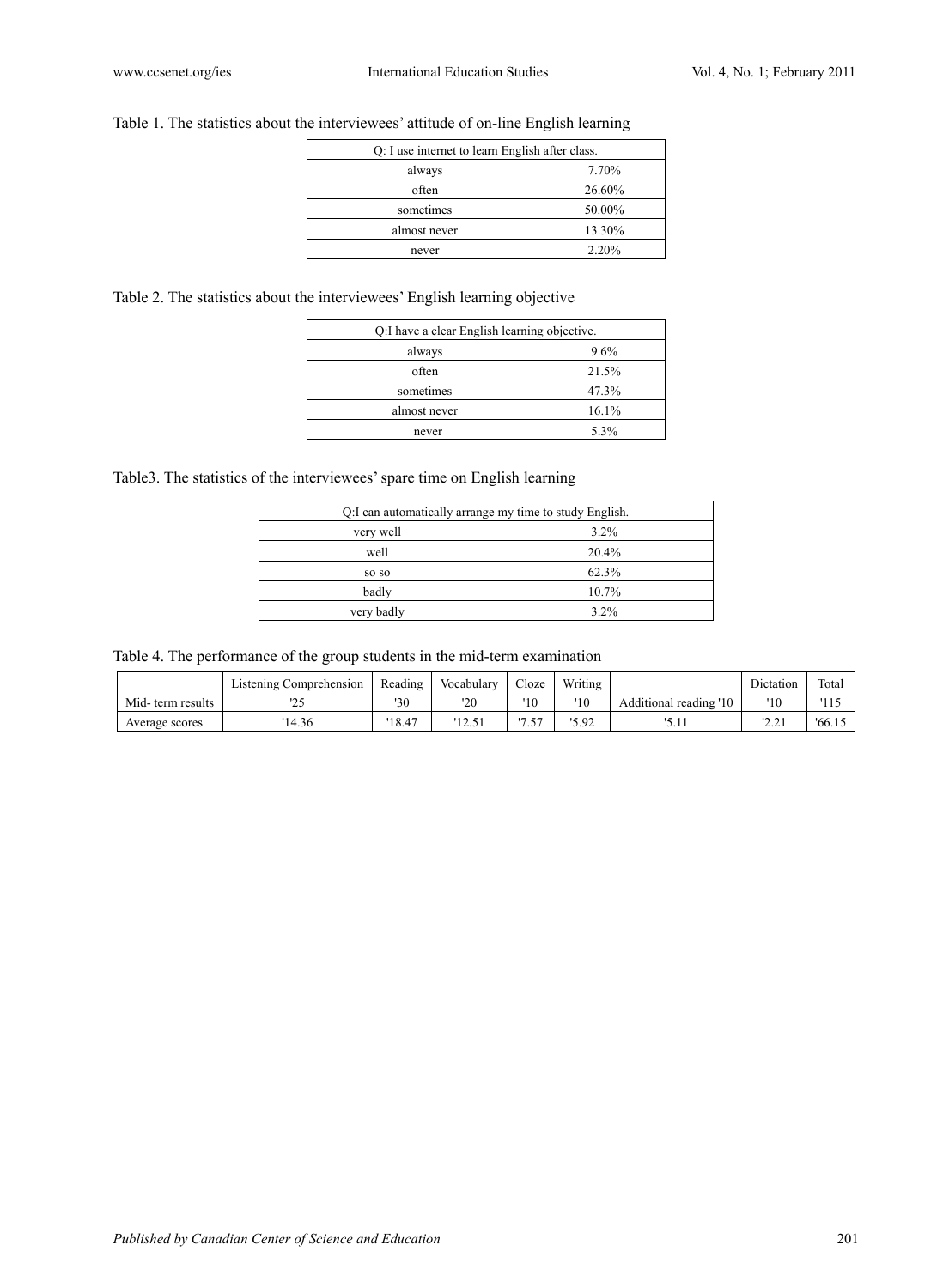Table 1. The statistics about the interviewees' attitude of on-line English learning

| Q: I use internet to learn English after class. | |
|---|---|
| always | 7.70% |
| often | 26.60% |
| sometimes | 50.00% |
| almost never | 13.30% |
| never | 2.20% |

Table 2. The statistics about the interviewees' English learning objective

| Q:I have a clear English learning objective. | |
|---|---|
| always | 9.6% |
| often | 21.5% |
| sometimes | 47.3% |
| almost never | 16.1% |
| never | 5.3% |

Table3. The statistics of the interviewees' spare time on English learning

| Q:I can automatically arrange my time to study English. | |
|---|---|
| very well | 3.2% |
| well | 20.4% |
| so so | 62.3% |
| badly | 10.7% |
| very badly | 3.2% |

Table 4. The performance of the group students in the mid-term examination

| Mid- term results | Listening Comprehension '25 | Reading '30 | Vocabulary '20 | Cloze '10 | Writing '10 | Additional reading '10 | Dictation '10 | Total '115 |
|---|---|---|---|---|---|---|---|---|
| Average scores | '14.36 | '18.47 | '12.51 | '7.57 | '5.92 | '5.11 | '2.21 | '66.15 |